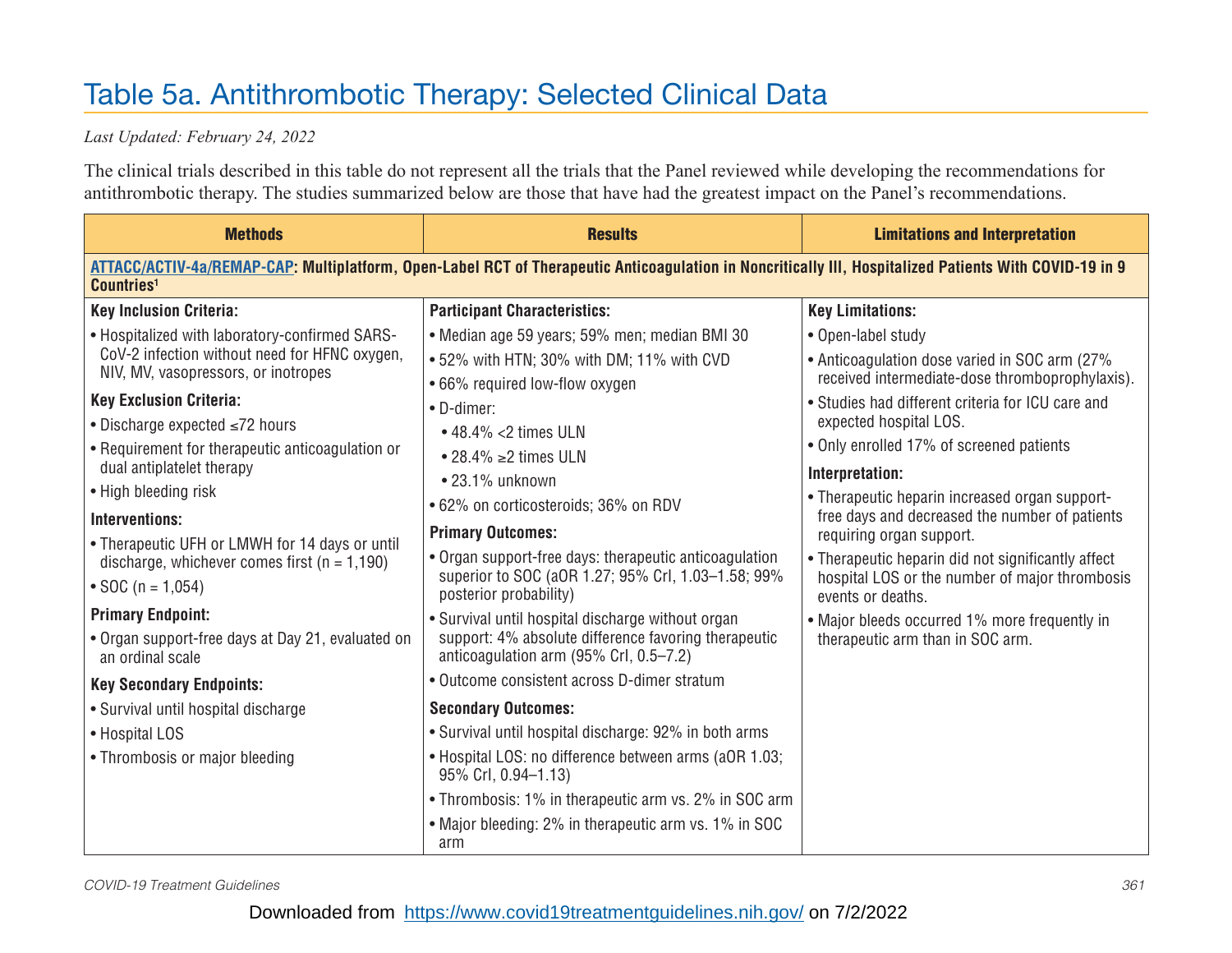# Table 5a. Antithrombotic Therapy: Selected Clinical Data

*Last Updated: February 24, 2022*

The clinical trials described in this table do not represent all the trials that the Panel reviewed while developing the recommendations for antithrombotic therapy. The studies summarized below are those that have had the greatest impact on the Panel's recommendations.

| Methods | Results | Limitations and Interpretation |
|---|---|---|
| **ATTACC/ACTIV-4a/REMAP-CAP: Multiplatform, Open-Label RCT of Therapeutic Anticoagulation in Noncritically Ill, Hospitalized Patients With COVID-19 in 9 Countries[1]** | | |
| **Key Inclusion Criteria:**<br>• Hospitalized with laboratory-confirmed SARS-CoV-2 infection without need for HFNC oxygen, NIV, MV, vasopressors, or inotropes<br>**Key Exclusion Criteria:**<br>• Discharge expected ≤72 hours<br>• Requirement for therapeutic anticoagulation or dual antiplatelet therapy<br>• High bleeding risk<br>**Interventions:**<br>• Therapeutic UFH or LMWH for 14 days or until discharge, whichever comes first (n = 1,190)<br>• SOC (n = 1,054)<br>**Primary Endpoint:**<br>• Organ support-free days at Day 21, evaluated on an ordinal scale<br>**Key Secondary Endpoints:**<br>• Survival until hospital discharge<br>• Hospital LOS<br>• Thrombosis or major bleeding | **Participant Characteristics:**<br>• Median age 59 years; 59% men; median BMI 30<br>• 52% with HTN; 30% with DM; 11% with CVD<br>• 66% required low-flow oxygen<br>• D-dimer:<br>&nbsp;&nbsp;• 48.4% <2 times ULN<br>&nbsp;&nbsp;• 28.4% ≥2 times ULN<br>&nbsp;&nbsp;• 23.1% unknown<br>• 62% on corticosteroids; 36% on RDV<br>**Primary Outcomes:**<br>• Organ support-free days: therapeutic anticoagulation superior to SOC (aOR 1.27; 95% CrI, 1.03–1.58; 99% posterior probability)<br>• Survival until hospital discharge without organ support: 4% absolute difference favoring therapeutic anticoagulation arm (95% CrI, 0.5–7.2)<br>• Outcome consistent across D-dimer stratum<br>**Secondary Outcomes:**<br>• Survival until hospital discharge: 92% in both arms<br>• Hospital LOS: no difference between arms (aOR 1.03; 95% CrI, 0.94–1.13)<br>• Thrombosis: 1% in therapeutic arm vs. 2% in SOC arm<br>• Major bleeding: 2% in therapeutic arm vs. 1% in SOC arm | **Key Limitations:**<br>• Open-label study<br>• Anticoagulation dose varied in SOC arm (27% received intermediate-dose thromboprophylaxis).<br>• Studies had different criteria for ICU care and expected hospital LOS.<br>• Only enrolled 17% of screened patients<br>**Interpretation:**<br>• Therapeutic heparin increased organ support-free days and decreased the number of patients requiring organ support.<br>• Therapeutic heparin did not significantly affect hospital LOS or the number of major thrombosis events or deaths.<br>• Major bleeds occurred 1% more frequently in therapeutic arm than in SOC arm. |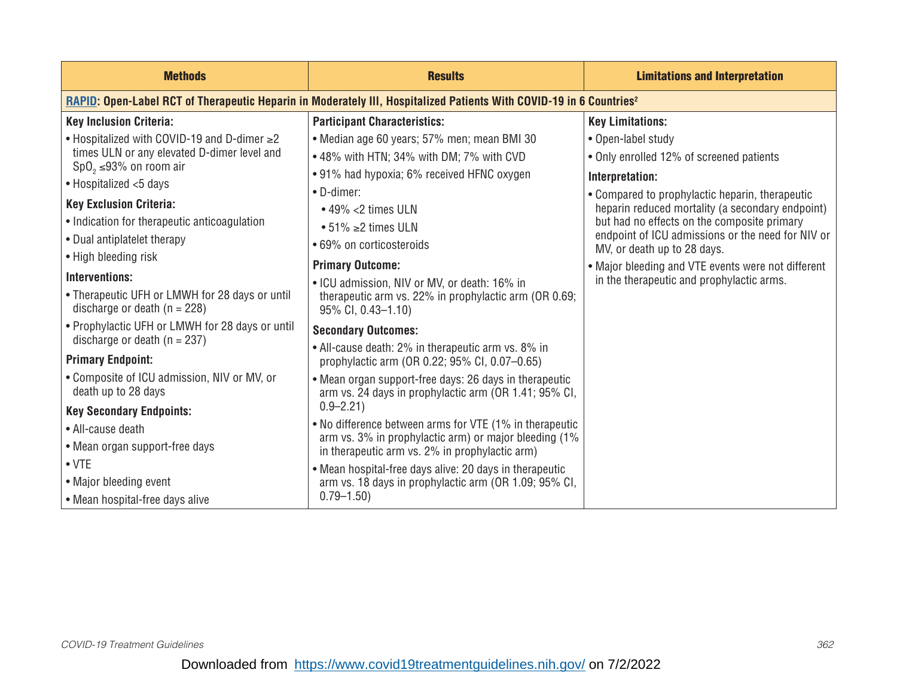| Methods | Results | Limitations and Interpretation |
|---|---|---|
| **RAPID: Open-Label RCT of Therapeutic Heparin in Moderately Ill, Hospitalized Patients With COVID-19 in 6 Countries[2]** | | |
| **Key Inclusion Criteria:**<br>• Hospitalized with COVID-19 and D-dimer ≥2 times ULN or any elevated D-dimer level and $SpO_2$ ≤93% on room air<br>• Hospitalized <5 days<br>**Key Exclusion Criteria:**<br>• Indication for therapeutic anticoagulation<br>• Dual antiplatelet therapy<br>• High bleeding risk<br>**Interventions:**<br>• Therapeutic UFH or LMWH for 28 days or until discharge or death (n = 228)<br>• Prophylactic UFH or LMWH for 28 days or until discharge or death (n = 237)<br>**Primary Endpoint:**<br>• Composite of ICU admission, NIV or MV, or death up to 28 days<br>**Key Secondary Endpoints:**<br>• All-cause death<br>• Mean organ support-free days<br>• VTE<br>• Major bleeding event<br>• Mean hospital-free days alive | **Participant Characteristics:**<br>• Median age 60 years; 57% men; mean BMI 30<br>• 48% with HTN; 34% with DM; 7% with CVD<br>• 91% had hypoxia; 6% received HFNC oxygen<br>• D-dimer:<br>&nbsp;&nbsp;• 49% <2 times ULN<br>&nbsp;&nbsp;• 51% ≥2 times ULN<br>• 69% on corticosteroids<br>**Primary Outcome:**<br>• ICU admission, NIV or MV, or death: 16% in therapeutic arm vs. 22% in prophylactic arm (OR 0.69; 95% CI, 0.43–1.10)<br>**Secondary Outcomes:**<br>• All-cause death: 2% in therapeutic arm vs. 8% in prophylactic arm (OR 0.22; 95% CI, 0.07–0.65)<br>• Mean organ support-free days: 26 days in therapeutic arm vs. 24 days in prophylactic arm (OR 1.41; 95% CI, 0.9–2.21)<br>• No difference between arms for VTE (1% in therapeutic arm vs. 3% in prophylactic arm) or major bleeding (1% in therapeutic arm vs. 2% in prophylactic arm)<br>• Mean hospital-free days alive: 20 days in therapeutic arm vs. 18 days in prophylactic arm (OR 1.09; 95% CI, 0.79–1.50) | **Key Limitations:**<br>• Open-label study<br>• Only enrolled 12% of screened patients<br>**Interpretation:**<br>• Compared to prophylactic heparin, therapeutic heparin reduced mortality (a secondary endpoint) but had no effects on the composite primary endpoint of ICU admissions or the need for NIV or MV, or death up to 28 days.<br>• Major bleeding and VTE events were not different in the therapeutic and prophylactic arms. |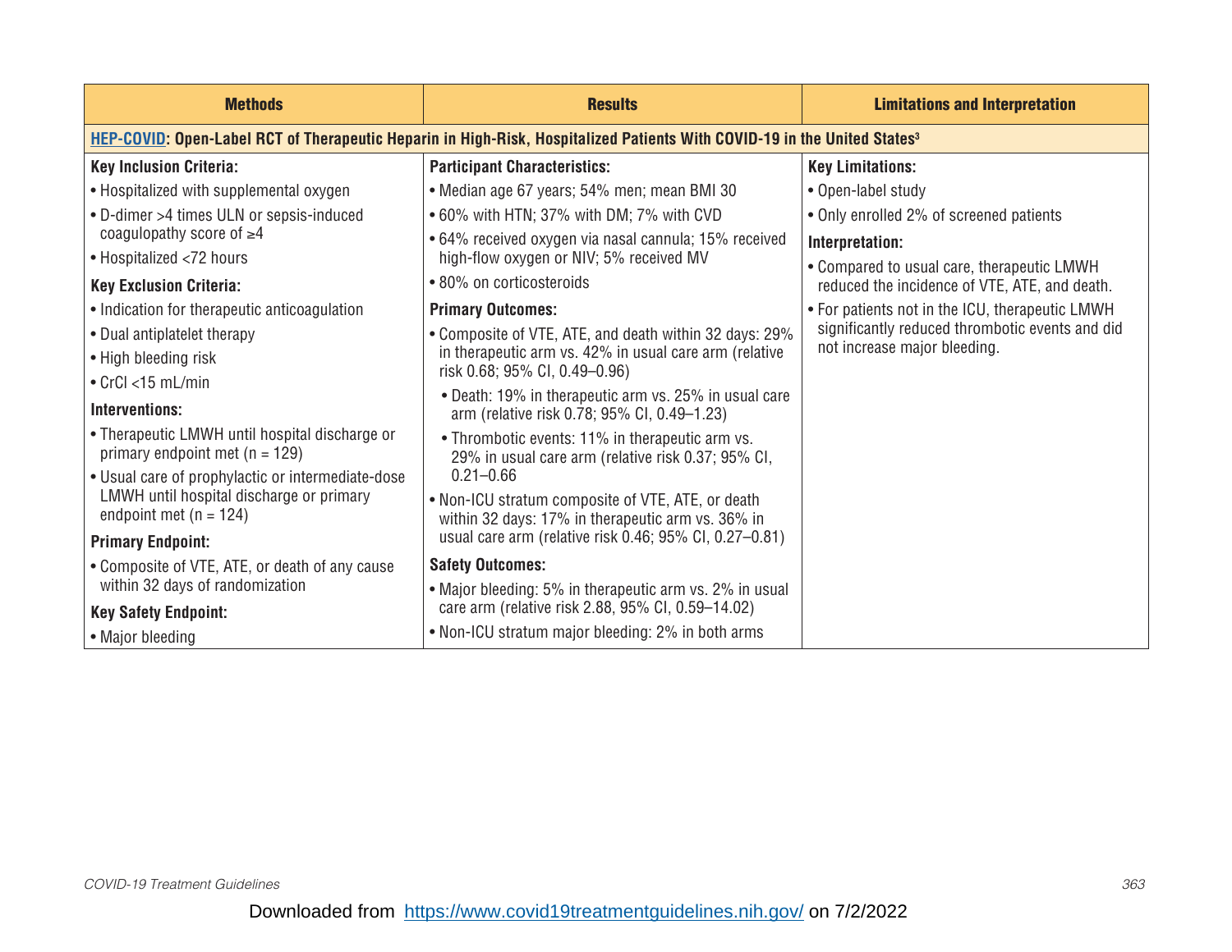| Methods | Results | Limitations and Interpretation |
|---|---|---|
| **HEP-COVID: Open-Label RCT of Therapeutic Heparin in High-Risk, Hospitalized Patients With COVID-19 in the United States[3]** | | |
| **Key Inclusion Criteria:**<br>• Hospitalized with supplemental oxygen<br>• D-dimer >4 times ULN or sepsis-induced coagulopathy score of ≥4<br>• Hospitalized <72 hours<br>**Key Exclusion Criteria:**<br>• Indication for therapeutic anticoagulation<br>• Dual antiplatelet therapy<br>• High bleeding risk<br>• CrCl <15 mL/min<br>**Interventions:**<br>• Therapeutic LMWH until hospital discharge or primary endpoint met (n = 129)<br>• Usual care of prophylactic or intermediate-dose LMWH until hospital discharge or primary endpoint met (n = 124)<br>**Primary Endpoint:**<br>• Composite of VTE, ATE, or death of any cause within 32 days of randomization<br>**Key Safety Endpoint:**<br>• Major bleeding | **Participant Characteristics:**<br>• Median age 67 years; 54% men; mean BMI 30<br>• 60% with HTN; 37% with DM; 7% with CVD<br>• 64% received oxygen via nasal cannula; 15% received high-flow oxygen or NIV; 5% received MV<br>• 80% on corticosteroids<br>**Primary Outcomes:**<br>• Composite of VTE, ATE, and death within 32 days: 29% in therapeutic arm vs. 42% in usual care arm (relative risk 0.68; 95% CI, 0.49–0.96)<br>  • Death: 19% in therapeutic arm vs. 25% in usual care arm (relative risk 0.78; 95% CI, 0.49–1.23)<br>  • Thrombotic events: 11% in therapeutic arm vs. 29% in usual care arm (relative risk 0.37; 95% CI, 0.21–0.66<br>• Non-ICU stratum composite of VTE, ATE, or death within 32 days: 17% in therapeutic arm vs. 36% in usual care arm (relative risk 0.46; 95% CI, 0.27–0.81)<br>**Safety Outcomes:**<br>• Major bleeding: 5% in therapeutic arm vs. 2% in usual care arm (relative risk 2.88, 95% CI, 0.59–14.02)<br>• Non-ICU stratum major bleeding: 2% in both arms | **Key Limitations:**<br>• Open-label study<br>• Only enrolled 2% of screened patients<br>**Interpretation:**<br>• Compared to usual care, therapeutic LMWH reduced the incidence of VTE, ATE, and death.<br>• For patients not in the ICU, therapeutic LMWH significantly reduced thrombotic events and did not increase major bleeding. |

Downloaded from https://www.covid19treatmentguidelines.nih.gov/ on 7/2/2022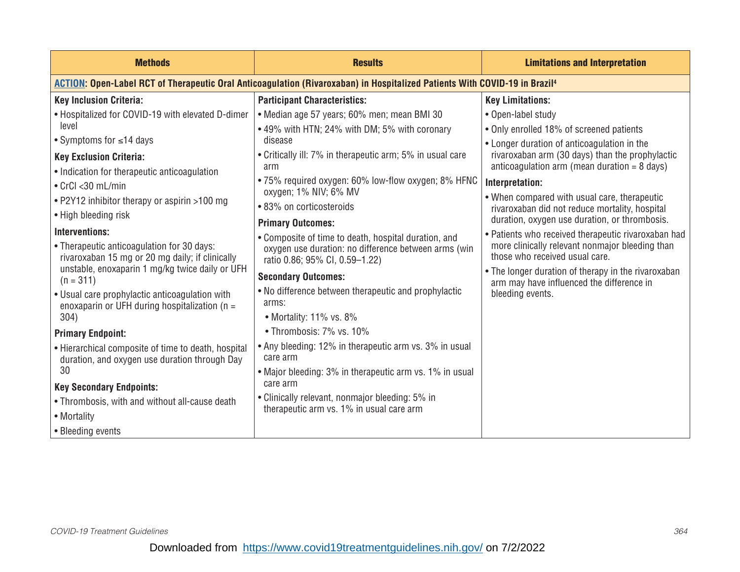| Methods | Results | Limitations and Interpretation |
|---|---|---|
| **ACTION: Open-Label RCT of Therapeutic Oral Anticoagulation (Rivaroxaban) in Hospitalized Patients With COVID-19 in Brazil[4]** | | |
| **Key Inclusion Criteria:**<br>• Hospitalized for COVID-19 with elevated D-dimer level<br>• Symptoms for ≤14 days<br>**Key Exclusion Criteria:**<br>• Indication for therapeutic anticoagulation<br>• CrCl <30 mL/min<br>• P2Y12 inhibitor therapy or aspirin >100 mg<br>• High bleeding risk<br>**Interventions:**<br>• Therapeutic anticoagulation for 30 days: rivaroxaban 15 mg or 20 mg daily; if clinically unstable, enoxaparin 1 mg/kg twice daily or UFH (n = 311)<br>• Usual care prophylactic anticoagulation with enoxaparin or UFH during hospitalization (n = 304)<br>**Primary Endpoint:**<br>• Hierarchical composite of time to death, hospital duration, and oxygen use duration through Day 30<br>**Key Secondary Endpoints:**<br>• Thrombosis, with and without all-cause death<br>• Mortality<br>• Bleeding events | **Participant Characteristics:**<br>• Median age 57 years; 60% men; mean BMI 30<br>• 49% with HTN; 24% with DM; 5% with coronary disease<br>• Critically ill: 7% in therapeutic arm; 5% in usual care arm<br>• 75% required oxygen: 60% low-flow oxygen; 8% HFNC oxygen; 1% NIV; 6% MV<br>• 83% on corticosteroids<br>**Primary Outcomes:**<br>• Composite of time to death, hospital duration, and oxygen use duration: no difference between arms (win ratio 0.86; 95% CI, 0.59–1.22)<br>**Secondary Outcomes:**<br>• No difference between therapeutic and prophylactic arms:<br>  • Mortality: 11% vs. 8%<br>  • Thrombosis: 7% vs. 10%<br>• Any bleeding: 12% in therapeutic arm vs. 3% in usual care arm<br>• Major bleeding: 3% in therapeutic arm vs. 1% in usual care arm<br>• Clinically relevant, nonmajor bleeding: 5% in therapeutic arm vs. 1% in usual care arm | **Key Limitations:**<br>• Open-label study<br>• Only enrolled 18% of screened patients<br>• Longer duration of anticoagulation in the rivaroxaban arm (30 days) than the prophylactic anticoagulation arm (mean duration = 8 days)<br>**Interpretation:**<br>• When compared with usual care, therapeutic rivaroxaban did not reduce mortality, hospital duration, oxygen use duration, or thrombosis.<br>• Patients who received therapeutic rivaroxaban had more clinically relevant nonmajor bleeding than those who received usual care.<br>• The longer duration of therapy in the rivaroxaban arm may have influenced the difference in bleeding events. |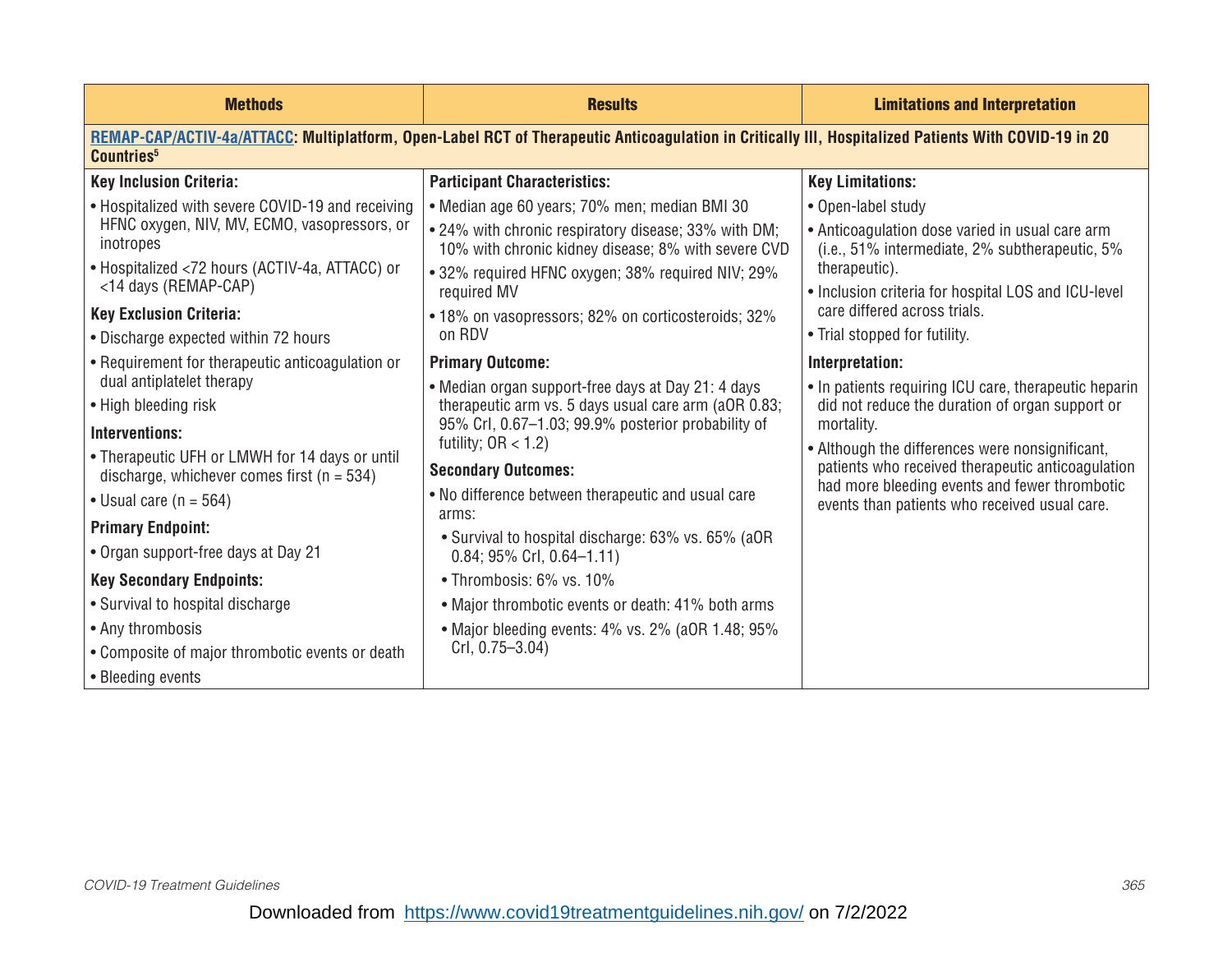| Methods | Results | Limitations and Interpretation |
|---|---|---|
| **REMAP-CAP/ACTIV-4a/ATTACC: Multiplatform, Open-Label RCT of Therapeutic Anticoagulation in Critically Ill, Hospitalized Patients With COVID-19 in 20 Countries[5]** | | |
| **Key Inclusion Criteria:**<br>• Hospitalized with severe COVID-19 and receiving HFNC oxygen, NIV, MV, ECMO, vasopressors, or inotropes<br>• Hospitalized <72 hours (ACTIV-4a, ATTACC) or <14 days (REMAP-CAP)<br>**Key Exclusion Criteria:**<br>• Discharge expected within 72 hours<br>• Requirement for therapeutic anticoagulation or dual antiplatelet therapy<br>• High bleeding risk<br>**Interventions:**<br>• Therapeutic UFH or LMWH for 14 days or until discharge, whichever comes first (n = 534)<br>• Usual care (n = 564)<br>**Primary Endpoint:**<br>• Organ support-free days at Day 21<br>**Key Secondary Endpoints:**<br>• Survival to hospital discharge<br>• Any thrombosis<br>• Composite of major thrombotic events or death<br>• Bleeding events | **Participant Characteristics:**<br>• Median age 60 years; 70% men; median BMI 30<br>• 24% with chronic respiratory disease; 33% with DM; 10% with chronic kidney disease; 8% with severe CVD<br>• 32% required HFNC oxygen; 38% required NIV; 29% required MV<br>• 18% on vasopressors; 82% on corticosteroids; 32% on RDV<br>**Primary Outcome:**<br>• Median organ support-free days at Day 21: 4 days therapeutic arm vs. 5 days usual care arm (aOR 0.83; 95% CrI, 0.67–1.03; 99.9% posterior probability of futility; OR < 1.2)<br>**Secondary Outcomes:**<br>• No difference between therapeutic and usual care arms:<br>&nbsp;&nbsp;• Survival to hospital discharge: 63% vs. 65% (aOR 0.84; 95% CrI, 0.64–1.11)<br>&nbsp;&nbsp;• Thrombosis: 6% vs. 10%<br>&nbsp;&nbsp;• Major thrombotic events or death: 41% both arms<br>&nbsp;&nbsp;• Major bleeding events: 4% vs. 2% (aOR 1.48; 95% CrI, 0.75–3.04) | **Key Limitations:**<br>• Open-label study<br>• Anticoagulation dose varied in usual care arm (i.e., 51% intermediate, 2% subtherapeutic, 5% therapeutic).<br>• Inclusion criteria for hospital LOS and ICU-level care differed across trials.<br>• Trial stopped for futility.<br>**Interpretation:**<br>• In patients requiring ICU care, therapeutic heparin did not reduce the duration of organ support or mortality.<br>• Although the differences were nonsignificant, patients who received therapeutic anticoagulation had more bleeding events and fewer thrombotic events than patients who received usual care. |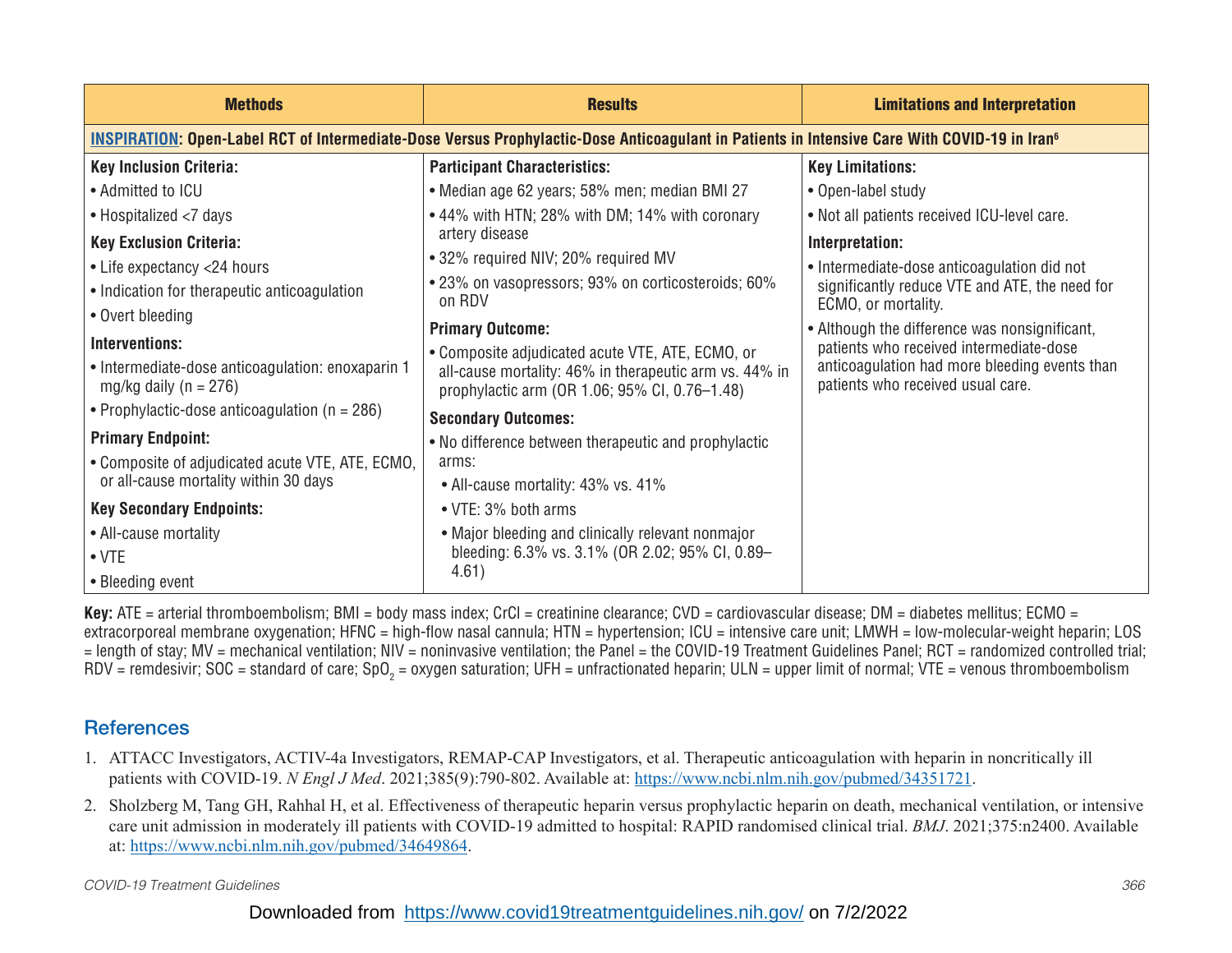| Methods | Results | Limitations and Interpretation |
| --- | --- | --- |
| **INSPIRATION: Open-Label RCT of Intermediate-Dose Versus Prophylactic-Dose Anticoagulant in Patients in Intensive Care With COVID-19 in Iran[6]** | | |
| **Key Inclusion Criteria:**<br>• Admitted to ICU<br>• Hospitalized <7 days<br>**Key Exclusion Criteria:**<br>• Life expectancy <24 hours<br>• Indication for therapeutic anticoagulation<br>• Overt bleeding<br>**Interventions:**<br>• Intermediate-dose anticoagulation: enoxaparin 1 mg/kg daily (n = 276)<br>• Prophylactic-dose anticoagulation (n = 286)<br>**Primary Endpoint:**<br>• Composite of adjudicated acute VTE, ATE, ECMO, or all-cause mortality within 30 days<br>**Key Secondary Endpoints:**<br>• All-cause mortality<br>• VTE<br>• Bleeding event | **Participant Characteristics:**<br>• Median age 62 years; 58% men; median BMI 27<br>• 44% with HTN; 28% with DM; 14% with coronary artery disease<br>• 32% required NIV; 20% required MV<br>• 23% on vasopressors; 93% on corticosteroids; 60% on RDV<br>**Primary Outcome:**<br>• Composite adjudicated acute VTE, ATE, ECMO, or all-cause mortality: 46% in therapeutic arm vs. 44% in prophylactic arm (OR 1.06; 95% CI, 0.76–1.48)<br>**Secondary Outcomes:**<br>• No difference between therapeutic and prophylactic arms:<br>  • All-cause mortality: 43% vs. 41%<br>  • VTE: 3% both arms<br>  • Major bleeding and clinically relevant nonmajor bleeding: 6.3% vs. 3.1% (OR 2.02; 95% CI, 0.89–4.61) | **Key Limitations:**<br>• Open-label study<br>• Not all patients received ICU-level care.<br>**Interpretation:**<br>• Intermediate-dose anticoagulation did not significantly reduce VTE and ATE, the need for ECMO, or mortality.<br>• Although the difference was nonsignificant, patients who received intermediate-dose anticoagulation had more bleeding events than patients who received usual care. |

**Key:** ATE = arterial thromboembolism; BMI = body mass index; CrCl = creatinine clearance; CVD = cardiovascular disease; DM = diabetes mellitus; ECMO = extracorporeal membrane oxygenation; HFNC = high-flow nasal cannula; HTN = hypertension; ICU = intensive care unit; LMWH = low-molecular-weight heparin; LOS = length of stay; MV = mechanical ventilation; NIV = noninvasive ventilation; the Panel = the COVID-19 Treatment Guidelines Panel; RCT = randomized controlled trial; RDV = remdesivir; SOC = standard of care; $SpO_2$ = oxygen saturation; UFH = unfractionated heparin; ULN = upper limit of normal; VTE = venous thromboembolism

## References

1. ATTACC Investigators, ACTIV-4a Investigators, REMAP-CAP Investigators, et al. Therapeutic anticoagulation with heparin in noncritically ill patients with COVID-19. *N Engl J Med*. 2021;385(9):790-802. Available at: https://www.ncbi.nlm.nih.gov/pubmed/34351721.
2. Sholzberg M, Tang GH, Rahhal H, et al. Effectiveness of therapeutic heparin versus prophylactic heparin on death, mechanical ventilation, or intensive care unit admission in moderately ill patients with COVID-19 admitted to hospital: RAPID randomised clinical trial. *BMJ*. 2021;375:n2400. Available at: https://www.ncbi.nlm.nih.gov/pubmed/34649864.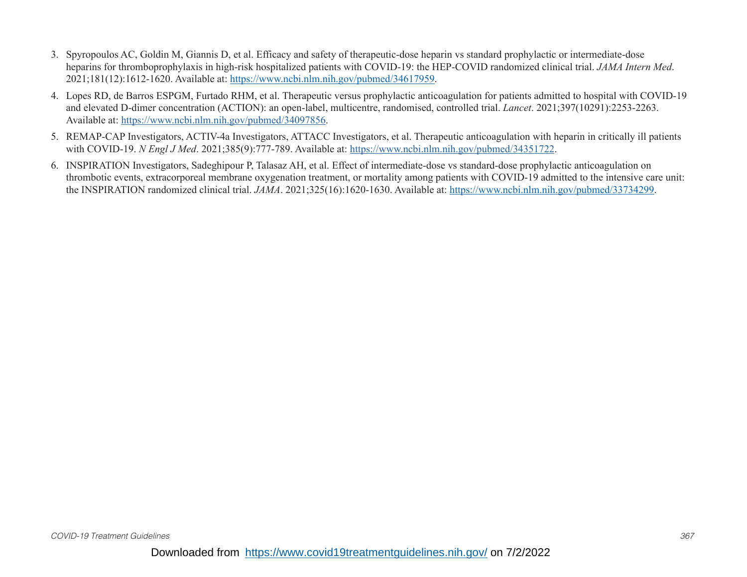3. Spyropoulos AC, Goldin M, Giannis D, et al. Efficacy and safety of therapeutic-dose heparin vs standard prophylactic or intermediate-dose heparins for thromboprophylaxis in high-risk hospitalized patients with COVID-19: the HEP-COVID randomized clinical trial. *JAMA Intern Med*. 2021;181(12):1612-1620. Available at: https://www.ncbi.nlm.nih.gov/pubmed/34617959.

4. Lopes RD, de Barros ESPGM, Furtado RHM, et al. Therapeutic versus prophylactic anticoagulation for patients admitted to hospital with COVID-19 and elevated D-dimer concentration (ACTION): an open-label, multicentre, randomised, controlled trial. *Lancet*. 2021;397(10291):2253-2263. Available at: https://www.ncbi.nlm.nih.gov/pubmed/34097856.

5. REMAP-CAP Investigators, ACTIV-4a Investigators, ATTACC Investigators, et al. Therapeutic anticoagulation with heparin in critically ill patients with COVID-19. *N Engl J Med*. 2021;385(9):777-789. Available at: https://www.ncbi.nlm.nih.gov/pubmed/34351722.

6. INSPIRATION Investigators, Sadeghipour P, Talasaz AH, et al. Effect of intermediate-dose vs standard-dose prophylactic anticoagulation on thrombotic events, extracorporeal membrane oxygenation treatment, or mortality among patients with COVID-19 admitted to the intensive care unit: the INSPIRATION randomized clinical trial. *JAMA*. 2021;325(16):1620-1630. Available at: https://www.ncbi.nlm.nih.gov/pubmed/33734299.